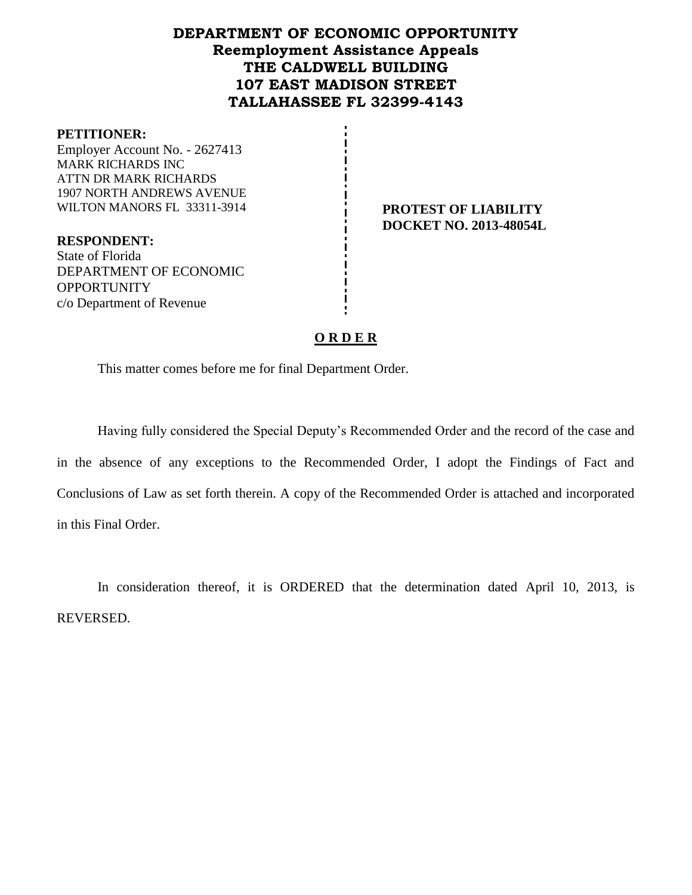# DEPARTMENT OF ECONOMIC OPPORTUNITY
## Reemployment Assistance Appeals
## THE CALDWELL BUILDING
## 107 EAST MADISON STREET
## TALLAHASSEE FL 32399-4143

**PETITIONER:**
Employer Account No. - 2627413
MARK RICHARDS INC
ATTN DR MARK RICHARDS
1907 NORTH ANDREWS AVENUE
WILTON MANORS FL 33311-3914

**PROTEST OF LIABILITY**
**DOCKET NO. 2013-48054L**

**RESPONDENT:**
State of Florida
DEPARTMENT OF ECONOMIC OPPORTUNITY
c/o Department of Revenue

**O R D E R**

This matter comes before me for final Department Order.

Having fully considered the Special Deputy's Recommended Order and the record of the case and in the absence of any exceptions to the Recommended Order, I adopt the Findings of Fact and Conclusions of Law as set forth therein. A copy of the Recommended Order is attached and incorporated in this Final Order.

In consideration thereof, it is ORDERED that the determination dated April 10, 2013, is REVERSED.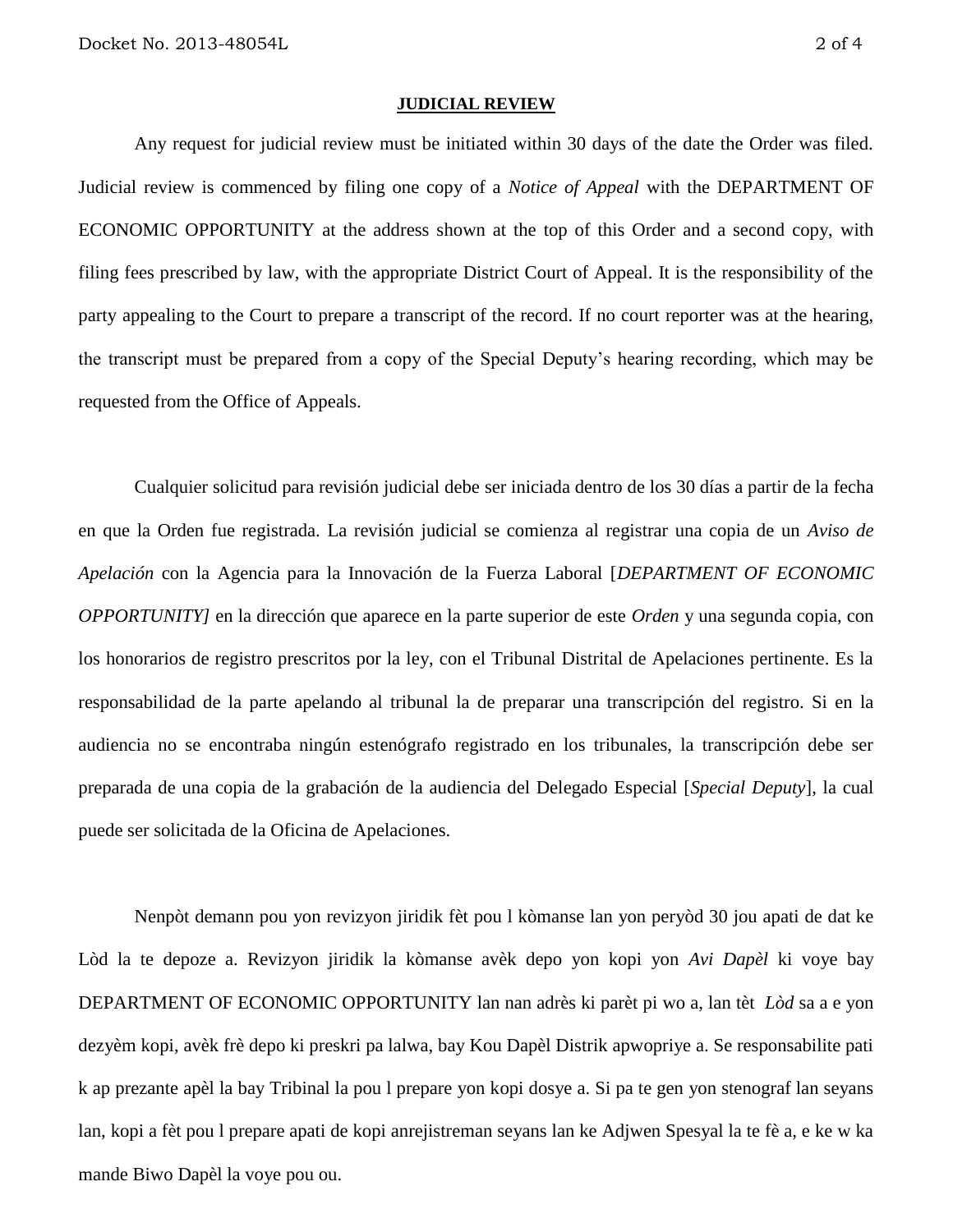## JUDICIAL REVIEW

Any request for judicial review must be initiated within 30 days of the date the Order was filed. Judicial review is commenced by filing one copy of a *Notice of Appeal* with the DEPARTMENT OF ECONOMIC OPPORTUNITY at the address shown at the top of this Order and a second copy, with filing fees prescribed by law, with the appropriate District Court of Appeal. It is the responsibility of the party appealing to the Court to prepare a transcript of the record. If no court reporter was at the hearing, the transcript must be prepared from a copy of the Special Deputy's hearing recording, which may be requested from the Office of Appeals.

Cualquier solicitud para revisión judicial debe ser iniciada dentro de los 30 días a partir de la fecha en que la Orden fue registrada. La revisión judicial se comienza al registrar una copia de un *Aviso de Apelación* con la Agencia para la Innovación de la Fuerza Laboral [*DEPARTMENT OF ECONOMIC OPPORTUNITY]* en la dirección que aparece en la parte superior de este *Orden* y una segunda copia, con los honorarios de registro prescritos por la ley, con el Tribunal Distrital de Apelaciones pertinente. Es la responsabilidad de la parte apelando al tribunal la de preparar una transcripción del registro. Si en la audiencia no se encontraba ningún estenógrafo registrado en los tribunales, la transcripción debe ser preparada de una copia de la grabación de la audiencia del Delegado Especial [*Special Deputy*], la cual puede ser solicitada de la Oficina de Apelaciones.

Nenpòt demann pou yon revizyon jiridik fèt pou l kòmanse lan yon peryòd 30 jou apati de dat ke Lòd la te depoze a. Revizyon jiridik la kòmanse avèk depo yon kopi yon *Avi Dapèl* ki voye bay DEPARTMENT OF ECONOMIC OPPORTUNITY lan nan adrès ki parèt pi wo a, lan tèt *Lòd* sa a e yon dezyèm kopi, avèk frè depo ki preskri pa lalwa, bay Kou Dapèl Distrik apwopriye a. Se responsabilite pati k ap prezante apèl la bay Tribinal la pou l prepare yon kopi dosye a. Si pa te gen yon stenograf lan seyans lan, kopi a fèt pou l prepare apati de kopi anrejistreman seyans lan ke Adjwen Spesyal la te fè a, e ke w ka mande Biwo Dapèl la voye pou ou.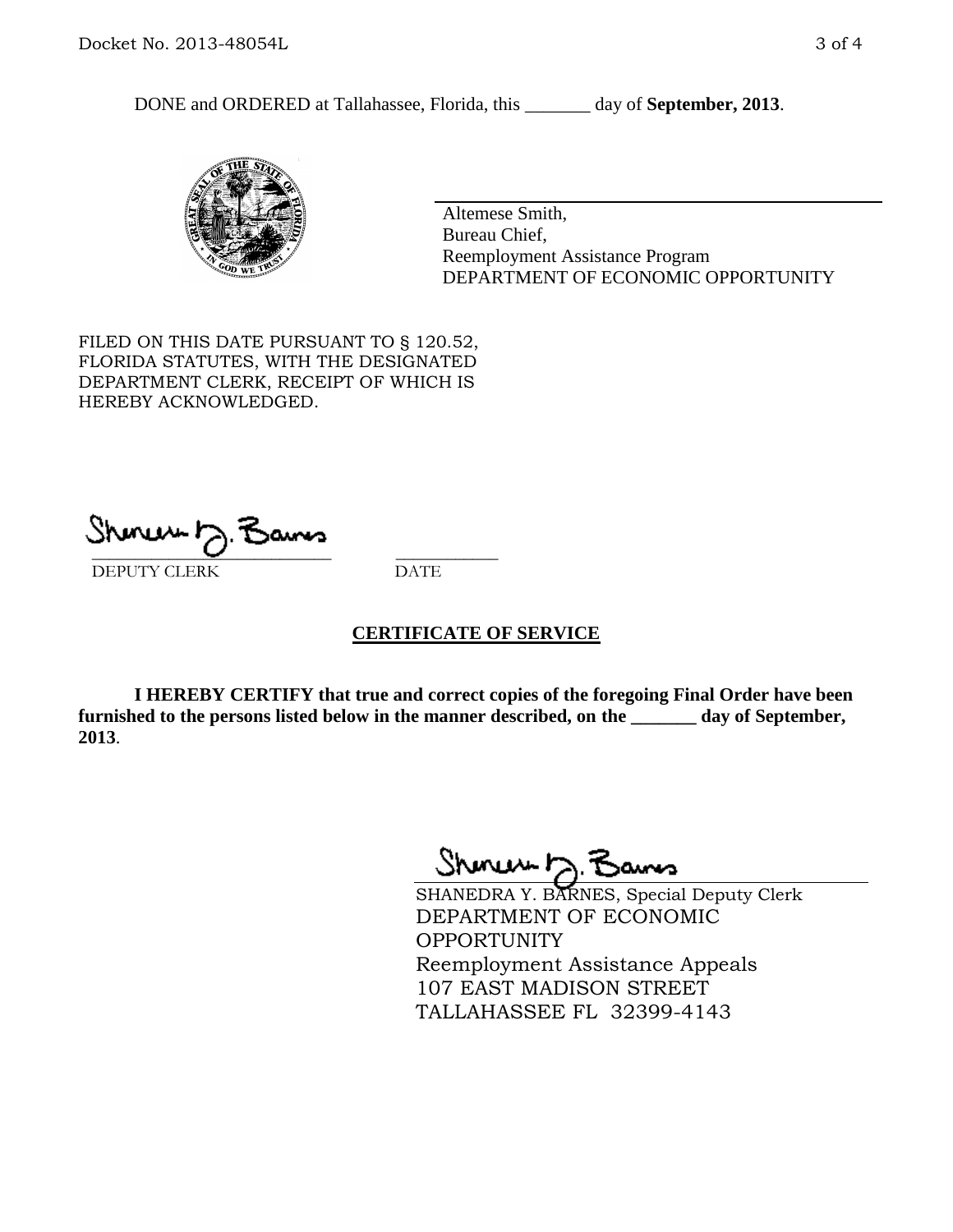DONE and ORDERED at Tallahassee, Florida, this _______ day of **September, 2013**.

Altemese Smith,
Bureau Chief,
Reemployment Assistance Program
DEPARTMENT OF ECONOMIC OPPORTUNITY

FILED ON THIS DATE PURSUANT TO § 120.52, FLORIDA STATUTES, WITH THE DESIGNATED DEPARTMENT CLERK, RECEIPT OF WHICH IS HEREBY ACKNOWLEDGED.

___________________________ ___________
DEPUTY CLERK DATE

## CERTIFICATE OF SERVICE

**I HEREBY CERTIFY that true and correct copies of the foregoing Final Order have been furnished to the persons listed below in the manner described, on the _______ day of September, 2013**.

SHANEDRA Y. BARNES, Special Deputy Clerk
DEPARTMENT OF ECONOMIC OPPORTUNITY
Reemployment Assistance Appeals
107 EAST MADISON STREET
TALLAHASSEE FL 32399-4143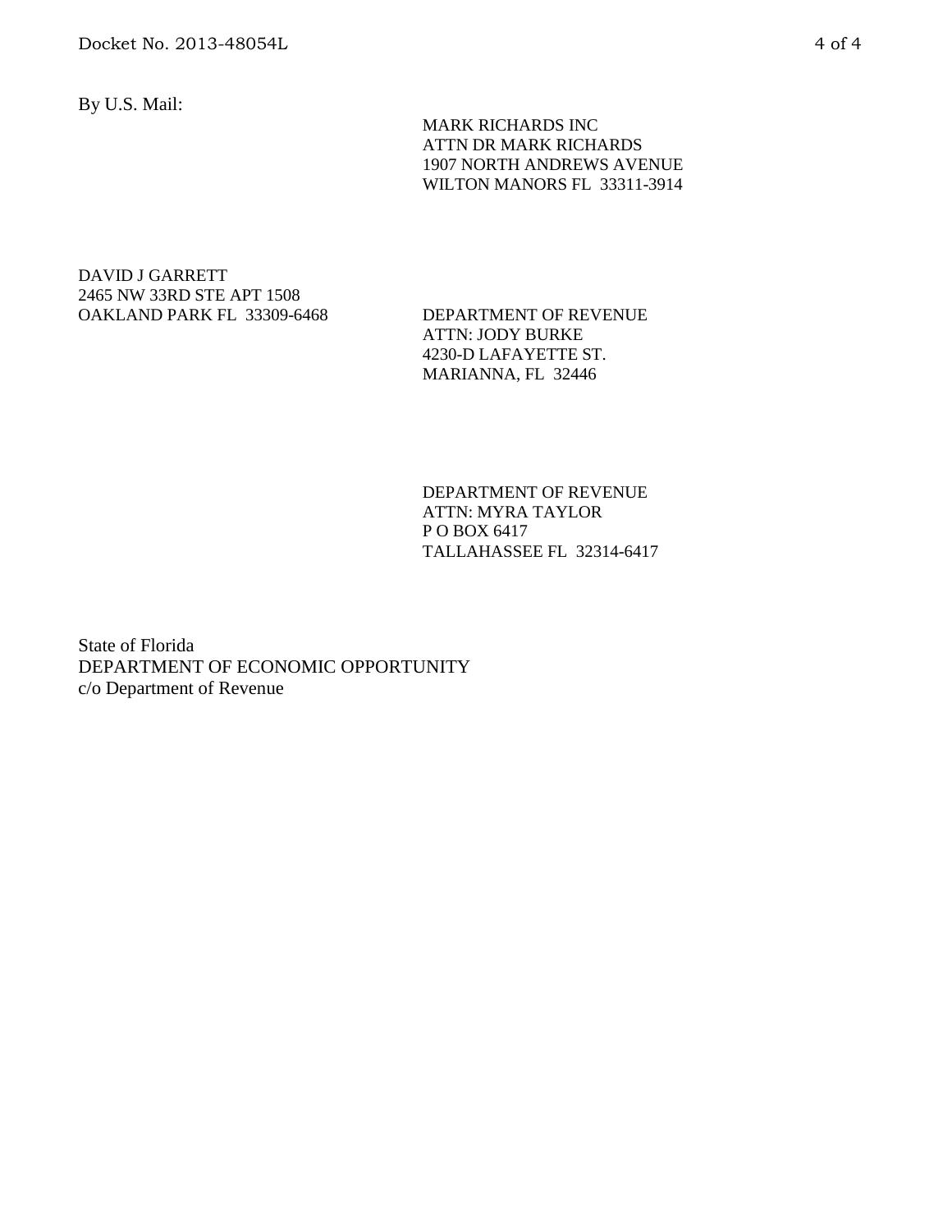By U.S. Mail:

MARK RICHARDS INC
ATTN DR MARK RICHARDS
1907 NORTH ANDREWS AVENUE
WILTON MANORS FL 33311-3914

DAVID J GARRETT
2465 NW 33RD STE APT 1508
OAKLAND PARK FL 33309-6468

DEPARTMENT OF REVENUE
ATTN: JODY BURKE
4230-D LAFAYETTE ST.
MARIANNA, FL 32446

DEPARTMENT OF REVENUE
ATTN: MYRA TAYLOR
P O BOX 6417
TALLAHASSEE FL 32314-6417

State of Florida
DEPARTMENT OF ECONOMIC OPPORTUNITY
c/o Department of Revenue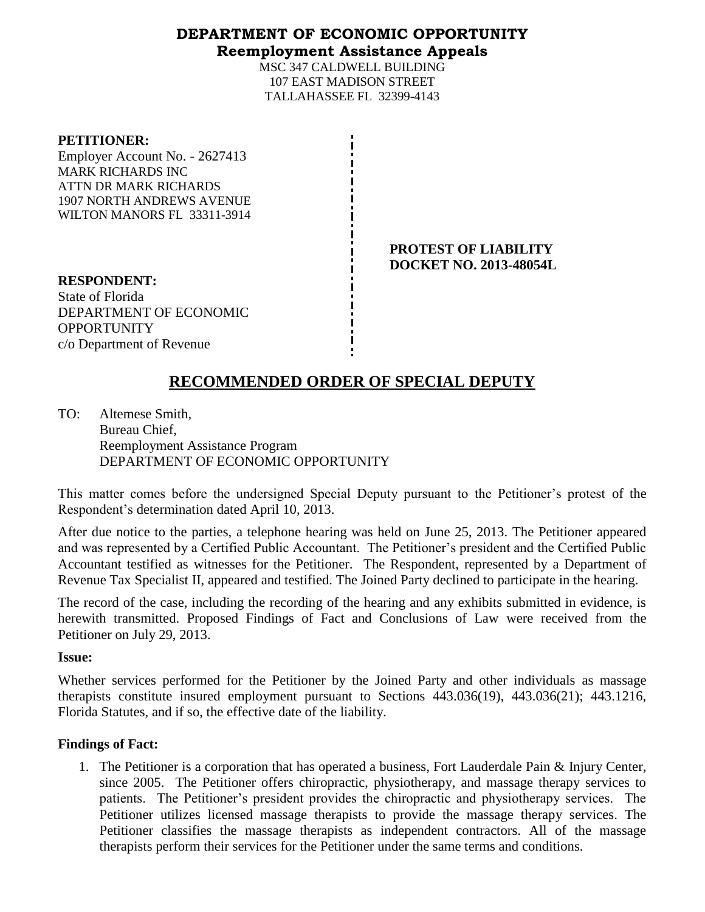# DEPARTMENT OF ECONOMIC OPPORTUNITY
## Reemployment Assistance Appeals

MSC 347 CALDWELL BUILDING
107 EAST MADISON STREET
TALLAHASSEE FL 32399-4143

**PETITIONER:**
Employer Account No. - 2627413
MARK RICHARDS INC
ATTN DR MARK RICHARDS
1907 NORTH ANDREWS AVENUE
WILTON MANORS FL 33311-3914

**PROTEST OF LIABILITY**
**DOCKET NO. 2013-48054L**

**RESPONDENT:**
State of Florida
DEPARTMENT OF ECONOMIC OPPORTUNITY
c/o Department of Revenue

# RECOMMENDED ORDER OF SPECIAL DEPUTY

TO: Altemese Smith,
Bureau Chief,
Reemployment Assistance Program
DEPARTMENT OF ECONOMIC OPPORTUNITY

This matter comes before the undersigned Special Deputy pursuant to the Petitioner's protest of the Respondent's determination dated April 10, 2013.

After due notice to the parties, a telephone hearing was held on June 25, 2013. The Petitioner appeared and was represented by a Certified Public Accountant. The Petitioner's president and the Certified Public Accountant testified as witnesses for the Petitioner. The Respondent, represented by a Department of Revenue Tax Specialist II, appeared and testified. The Joined Party declined to participate in the hearing.

The record of the case, including the recording of the hearing and any exhibits submitted in evidence, is herewith transmitted. Proposed Findings of Fact and Conclusions of Law were received from the Petitioner on July 29, 2013.

**Issue:**

Whether services performed for the Petitioner by the Joined Party and other individuals as massage therapists constitute insured employment pursuant to Sections 443.036(19), 443.036(21); 443.1216, Florida Statutes, and if so, the effective date of the liability.

**Findings of Fact:**

1. The Petitioner is a corporation that has operated a business, Fort Lauderdale Pain & Injury Center, since 2005. The Petitioner offers chiropractic, physiotherapy, and massage therapy services to patients. The Petitioner's president provides the chiropractic and physiotherapy services. The Petitioner utilizes licensed massage therapists to provide the massage therapy services. The Petitioner classifies the massage therapists as independent contractors. All of the massage therapists perform their services for the Petitioner under the same terms and conditions.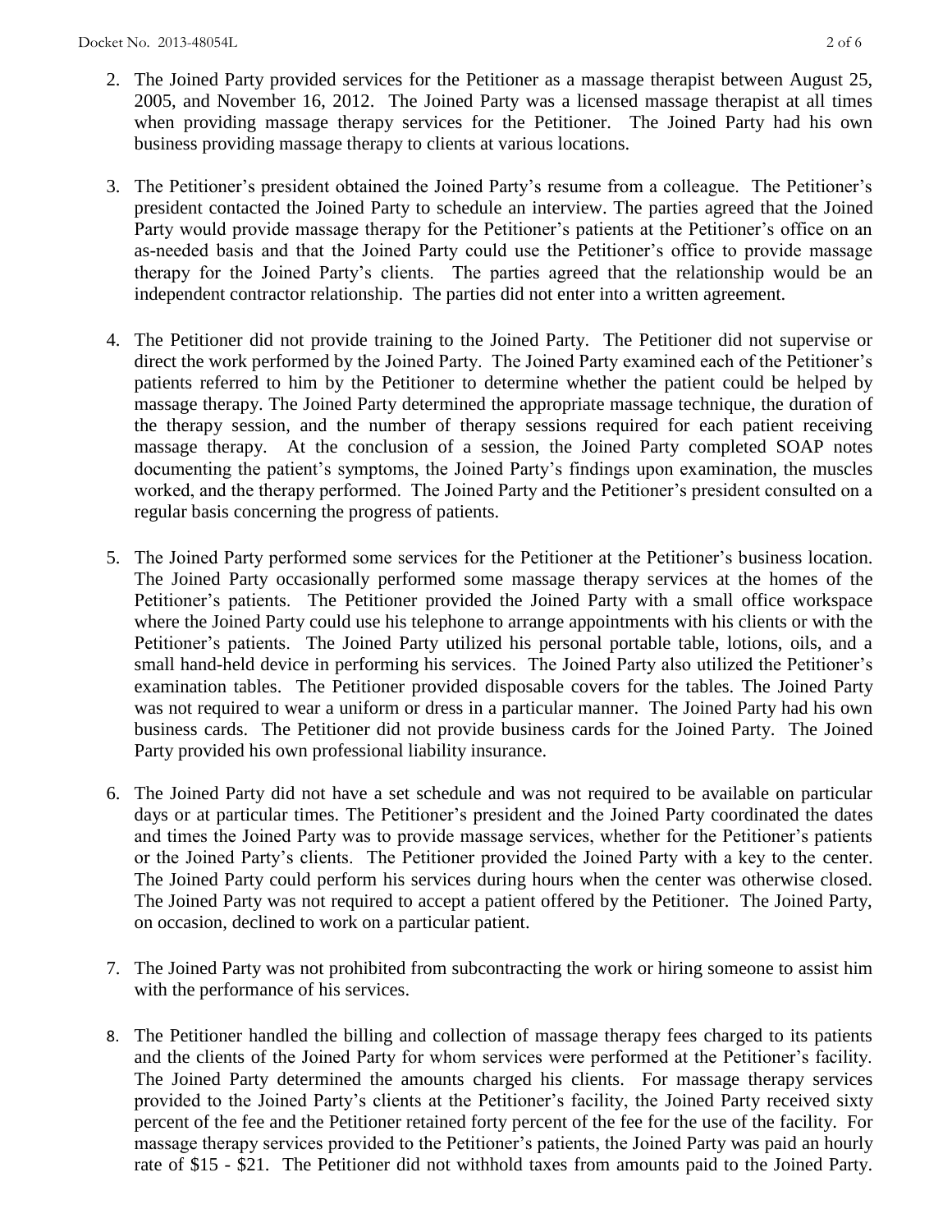2. The Joined Party provided services for the Petitioner as a massage therapist between August 25, 2005, and November 16, 2012. The Joined Party was a licensed massage therapist at all times when providing massage therapy services for the Petitioner. The Joined Party had his own business providing massage therapy to clients at various locations.

3. The Petitioner's president obtained the Joined Party's resume from a colleague. The Petitioner's president contacted the Joined Party to schedule an interview. The parties agreed that the Joined Party would provide massage therapy for the Petitioner's patients at the Petitioner's office on an as-needed basis and that the Joined Party could use the Petitioner's office to provide massage therapy for the Joined Party's clients. The parties agreed that the relationship would be an independent contractor relationship. The parties did not enter into a written agreement.

4. The Petitioner did not provide training to the Joined Party. The Petitioner did not supervise or direct the work performed by the Joined Party. The Joined Party examined each of the Petitioner's patients referred to him by the Petitioner to determine whether the patient could be helped by massage therapy. The Joined Party determined the appropriate massage technique, the duration of the therapy session, and the number of therapy sessions required for each patient receiving massage therapy. At the conclusion of a session, the Joined Party completed SOAP notes documenting the patient's symptoms, the Joined Party's findings upon examination, the muscles worked, and the therapy performed. The Joined Party and the Petitioner's president consulted on a regular basis concerning the progress of patients.

5. The Joined Party performed some services for the Petitioner at the Petitioner's business location. The Joined Party occasionally performed some massage therapy services at the homes of the Petitioner's patients. The Petitioner provided the Joined Party with a small office workspace where the Joined Party could use his telephone to arrange appointments with his clients or with the Petitioner's patients. The Joined Party utilized his personal portable table, lotions, oils, and a small hand-held device in performing his services. The Joined Party also utilized the Petitioner's examination tables. The Petitioner provided disposable covers for the tables. The Joined Party was not required to wear a uniform or dress in a particular manner. The Joined Party had his own business cards. The Petitioner did not provide business cards for the Joined Party. The Joined Party provided his own professional liability insurance.

6. The Joined Party did not have a set schedule and was not required to be available on particular days or at particular times. The Petitioner's president and the Joined Party coordinated the dates and times the Joined Party was to provide massage services, whether for the Petitioner's patients or the Joined Party's clients. The Petitioner provided the Joined Party with a key to the center. The Joined Party could perform his services during hours when the center was otherwise closed. The Joined Party was not required to accept a patient offered by the Petitioner. The Joined Party, on occasion, declined to work on a particular patient.

7. The Joined Party was not prohibited from subcontracting the work or hiring someone to assist him with the performance of his services.

8. The Petitioner handled the billing and collection of massage therapy fees charged to its patients and the clients of the Joined Party for whom services were performed at the Petitioner's facility. The Joined Party determined the amounts charged his clients. For massage therapy services provided to the Joined Party's clients at the Petitioner's facility, the Joined Party received sixty percent of the fee and the Petitioner retained forty percent of the fee for the use of the facility. For massage therapy services provided to the Petitioner's patients, the Joined Party was paid an hourly rate of $15 - $21. The Petitioner did not withhold taxes from amounts paid to the Joined Party.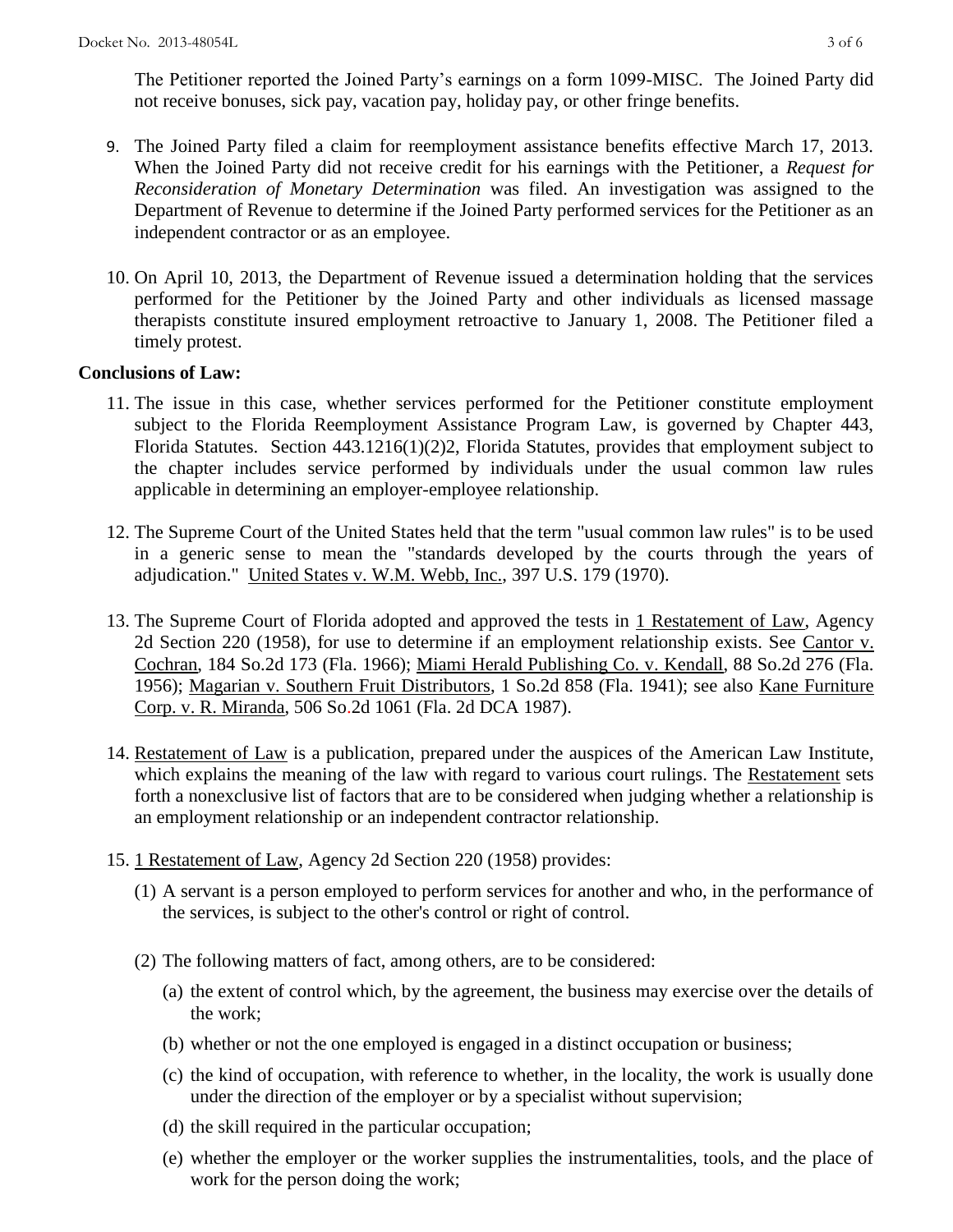The Petitioner reported the Joined Party's earnings on a form 1099-MISC. The Joined Party did not receive bonuses, sick pay, vacation pay, holiday pay, or other fringe benefits.

9. The Joined Party filed a claim for reemployment assistance benefits effective March 17, 2013. When the Joined Party did not receive credit for his earnings with the Petitioner, a *Request for Reconsideration of Monetary Determination* was filed. An investigation was assigned to the Department of Revenue to determine if the Joined Party performed services for the Petitioner as an independent contractor or as an employee.

10. On April 10, 2013, the Department of Revenue issued a determination holding that the services performed for the Petitioner by the Joined Party and other individuals as licensed massage therapists constitute insured employment retroactive to January 1, 2008. The Petitioner filed a timely protest.

**Conclusions of Law:**

11. The issue in this case, whether services performed for the Petitioner constitute employment subject to the Florida Reemployment Assistance Program Law, is governed by Chapter 443, Florida Statutes. Section 443.1216(1)(2)2, Florida Statutes, provides that employment subject to the chapter includes service performed by individuals under the usual common law rules applicable in determining an employer-employee relationship.

12. The Supreme Court of the United States held that the term "usual common law rules" is to be used in a generic sense to mean the "standards developed by the courts through the years of adjudication." United States v. W.M. Webb, Inc., 397 U.S. 179 (1970).

13. The Supreme Court of Florida adopted and approved the tests in 1 Restatement of Law, Agency 2d Section 220 (1958), for use to determine if an employment relationship exists. See Cantor v. Cochran, 184 So.2d 173 (Fla. 1966); Miami Herald Publishing Co. v. Kendall, 88 So.2d 276 (Fla. 1956); Magarian v. Southern Fruit Distributors, 1 So.2d 858 (Fla. 1941); see also Kane Furniture Corp. v. R. Miranda, 506 So.2d 1061 (Fla. 2d DCA 1987).

14. Restatement of Law is a publication, prepared under the auspices of the American Law Institute, which explains the meaning of the law with regard to various court rulings. The Restatement sets forth a nonexclusive list of factors that are to be considered when judging whether a relationship is an employment relationship or an independent contractor relationship.

15. 1 Restatement of Law, Agency 2d Section 220 (1958) provides:

    (1) A servant is a person employed to perform services for another and who, in the performance of the services, is subject to the other's control or right of control.

    (2) The following matters of fact, among others, are to be considered:

    (a) the extent of control which, by the agreement, the business may exercise over the details of the work;

    (b) whether or not the one employed is engaged in a distinct occupation or business;

    (c) the kind of occupation, with reference to whether, in the locality, the work is usually done under the direction of the employer or by a specialist without supervision;

    (d) the skill required in the particular occupation;

    (e) whether the employer or the worker supplies the instrumentalities, tools, and the place of work for the person doing the work;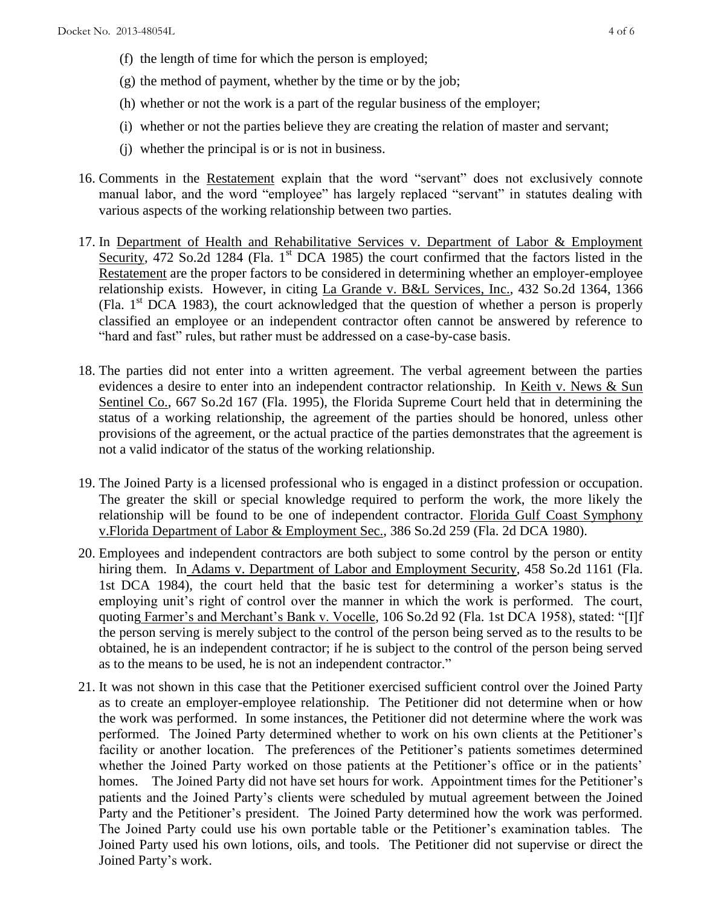(f) the length of time for which the person is employed;

(g) the method of payment, whether by the time or by the job;

(h) whether or not the work is a part of the regular business of the employer;

(i) whether or not the parties believe they are creating the relation of master and servant;

(j) whether the principal is or is not in business.

16. Comments in the Restatement explain that the word "servant" does not exclusively connote manual labor, and the word "employee" has largely replaced "servant" in statutes dealing with various aspects of the working relationship between two parties.

17. In Department of Health and Rehabilitative Services v. Department of Labor & Employment Security, 472 So.2d 1284 (Fla. 1st DCA 1985) the court confirmed that the factors listed in the Restatement are the proper factors to be considered in determining whether an employer-employee relationship exists. However, in citing La Grande v. B&L Services, Inc., 432 So.2d 1364, 1366 (Fla. 1st DCA 1983), the court acknowledged that the question of whether a person is properly classified an employee or an independent contractor often cannot be answered by reference to "hard and fast" rules, but rather must be addressed on a case-by-case basis.

18. The parties did not enter into a written agreement. The verbal agreement between the parties evidences a desire to enter into an independent contractor relationship. In Keith v. News & Sun Sentinel Co., 667 So.2d 167 (Fla. 1995), the Florida Supreme Court held that in determining the status of a working relationship, the agreement of the parties should be honored, unless other provisions of the agreement, or the actual practice of the parties demonstrates that the agreement is not a valid indicator of the status of the working relationship.

19. The Joined Party is a licensed professional who is engaged in a distinct profession or occupation. The greater the skill or special knowledge required to perform the work, the more likely the relationship will be found to be one of independent contractor. Florida Gulf Coast Symphony v.Florida Department of Labor & Employment Sec., 386 So.2d 259 (Fla. 2d DCA 1980).

20. Employees and independent contractors are both subject to some control by the person or entity hiring them. In Adams v. Department of Labor and Employment Security, 458 So.2d 1161 (Fla. 1st DCA 1984), the court held that the basic test for determining a worker's status is the employing unit's right of control over the manner in which the work is performed. The court, quoting Farmer's and Merchant's Bank v. Vocelle, 106 So.2d 92 (Fla. 1st DCA 1958), stated: "[I]f the person serving is merely subject to the control of the person being served as to the results to be obtained, he is an independent contractor; if he is subject to the control of the person being served as to the means to be used, he is not an independent contractor."

21. It was not shown in this case that the Petitioner exercised sufficient control over the Joined Party as to create an employer-employee relationship. The Petitioner did not determine when or how the work was performed. In some instances, the Petitioner did not determine where the work was performed. The Joined Party determined whether to work on his own clients at the Petitioner's facility or another location. The preferences of the Petitioner's patients sometimes determined whether the Joined Party worked on those patients at the Petitioner's office or in the patients' homes. The Joined Party did not have set hours for work. Appointment times for the Petitioner's patients and the Joined Party's clients were scheduled by mutual agreement between the Joined Party and the Petitioner's president. The Joined Party determined how the work was performed. The Joined Party could use his own portable table or the Petitioner's examination tables. The Joined Party used his own lotions, oils, and tools. The Petitioner did not supervise or direct the Joined Party's work.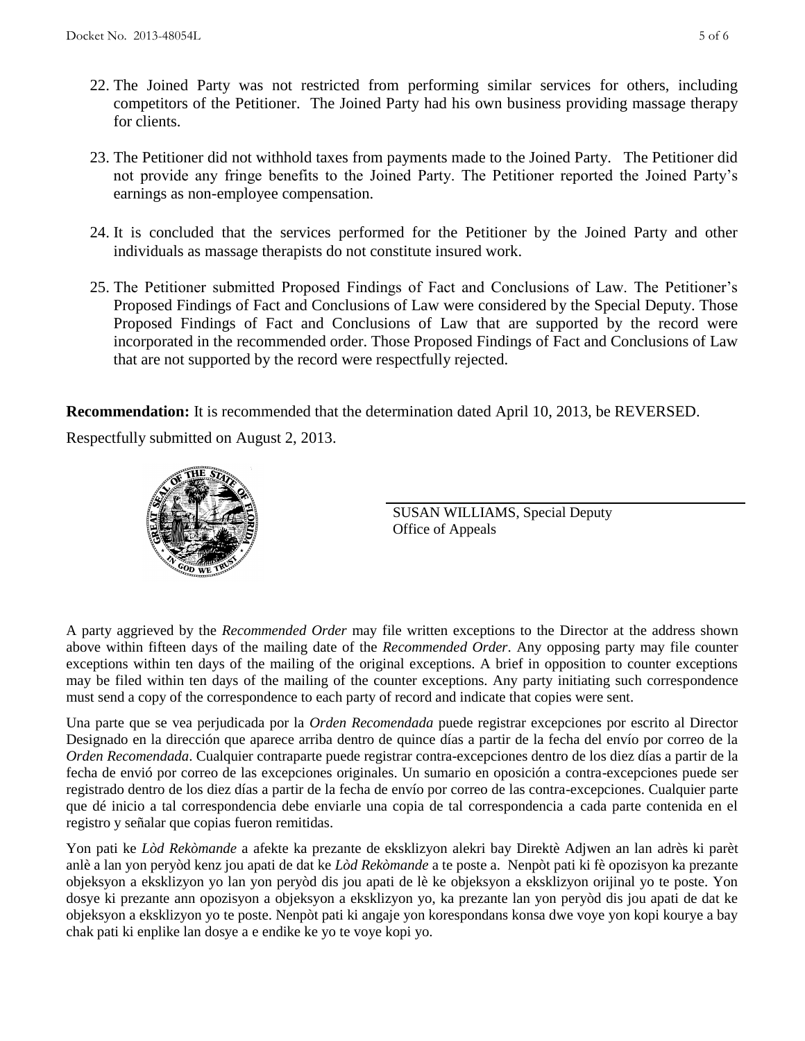22. The Joined Party was not restricted from performing similar services for others, including competitors of the Petitioner. The Joined Party had his own business providing massage therapy for clients.

23. The Petitioner did not withhold taxes from payments made to the Joined Party. The Petitioner did not provide any fringe benefits to the Joined Party. The Petitioner reported the Joined Party's earnings as non-employee compensation.

24. It is concluded that the services performed for the Petitioner by the Joined Party and other individuals as massage therapists do not constitute insured work.

25. The Petitioner submitted Proposed Findings of Fact and Conclusions of Law. The Petitioner's Proposed Findings of Fact and Conclusions of Law were considered by the Special Deputy. Those Proposed Findings of Fact and Conclusions of Law that are supported by the record were incorporated in the recommended order. Those Proposed Findings of Fact and Conclusions of Law that are not supported by the record were respectfully rejected.

**Recommendation:** It is recommended that the determination dated April 10, 2013, be REVERSED.

Respectfully submitted on August 2, 2013.

SUSAN WILLIAMS, Special Deputy
Office of Appeals

A party aggrieved by the *Recommended Order* may file written exceptions to the Director at the address shown above within fifteen days of the mailing date of the *Recommended Order*. Any opposing party may file counter exceptions within ten days of the mailing of the original exceptions. A brief in opposition to counter exceptions may be filed within ten days of the mailing of the counter exceptions. Any party initiating such correspondence must send a copy of the correspondence to each party of record and indicate that copies were sent.

Una parte que se vea perjudicada por la *Orden Recomendada* puede registrar excepciones por escrito al Director Designado en la dirección que aparece arriba dentro de quince días a partir de la fecha del envío por correo de la *Orden Recomendada*. Cualquier contraparte puede registrar contra-excepciones dentro de los diez días a partir de la fecha de envió por correo de las excepciones originales. Un sumario en oposición a contra-excepciones puede ser registrado dentro de los diez días a partir de la fecha de envío por correo de las contra-excepciones. Cualquier parte que dé inicio a tal correspondencia debe enviarle una copia de tal correspondencia a cada parte contenida en el registro y señalar que copias fueron remitidas.

Yon pati ke *Lòd Rekòmande* a afekte ka prezante de eksklizyon alekri bay Direktè Adjwen an lan adrès ki parèt anlè a lan yon peryòd kenz jou apati de dat ke *Lòd Rekòmande* a te poste a. Nenpòt pati ki fè opozisyon ka prezante objeksyon a eksklizyon yo lan yon peryòd dis jou apati de lè ke objeksyon a eksklizyon orijinal yo te poste. Yon dosye ki prezante ann opozisyon a objeksyon a eksklizyon yo, ka prezante lan yon peryòd dis jou apati de dat ke objeksyon a eksklizyon yo te poste. Nenpòt pati ki angaje yon korespondans konsa dwe voye yon kopi kourye a bay chak pati ki enplike lan dosye a e endike ke yo te voye kopi yo.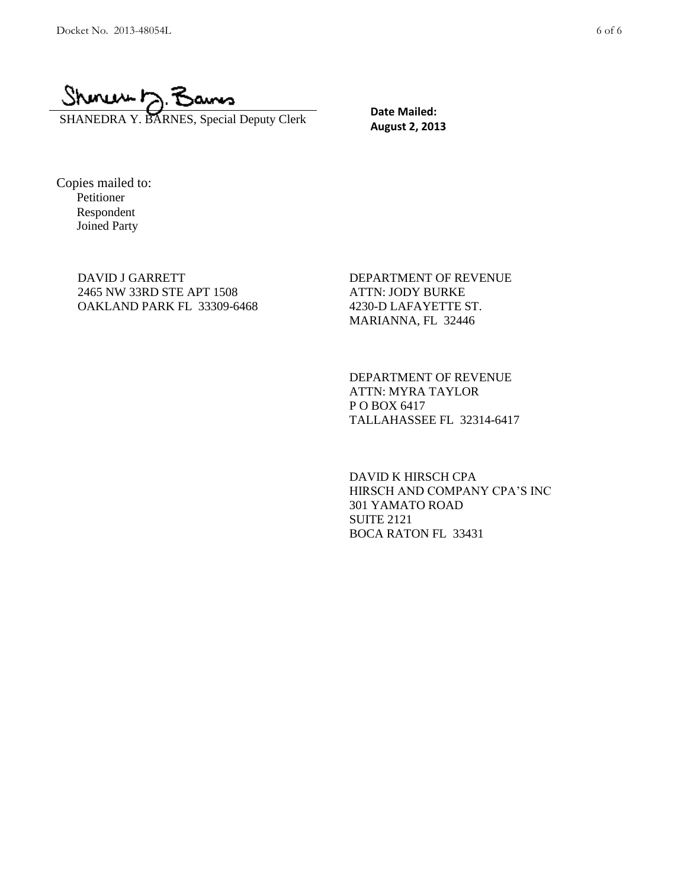SHANEDRA Y. BARNES, Special Deputy Clerk

**Date Mailed:**
**August 2, 2013**

Copies mailed to:
Petitioner
Respondent
Joined Party

DAVID J GARRETT
2465 NW 33RD STE APT 1508
OAKLAND PARK FL 33309-6468

DEPARTMENT OF REVENUE
ATTN: JODY BURKE
4230-D LAFAYETTE ST.
MARIANNA, FL 32446

DEPARTMENT OF REVENUE
ATTN: MYRA TAYLOR
P O BOX 6417
TALLAHASSEE FL 32314-6417

DAVID K HIRSCH CPA
HIRSCH AND COMPANY CPA'S INC
301 YAMATO ROAD
SUITE 2121
BOCA RATON FL 33431